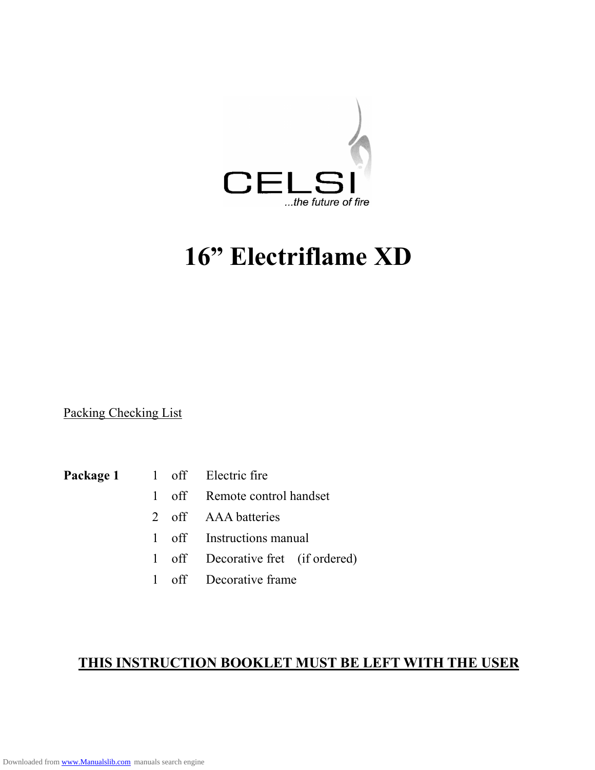CELSI

...the future of fire

# 16” Electriflame XD

Packing Checking List

| | | | |
|---|---|---|---|
| **Package 1** | 1 | off | Electric fire |
| | 1 | off | Remote control handset |
| | 2 | off | AAA batteries |
| | 1 | off | Instructions manual |
| | 1 | off | Decorative fret (if ordered) |
| | 1 | off | Decorative frame |

**THIS INSTRUCTION BOOKLET MUST BE LEFT WITH THE USER**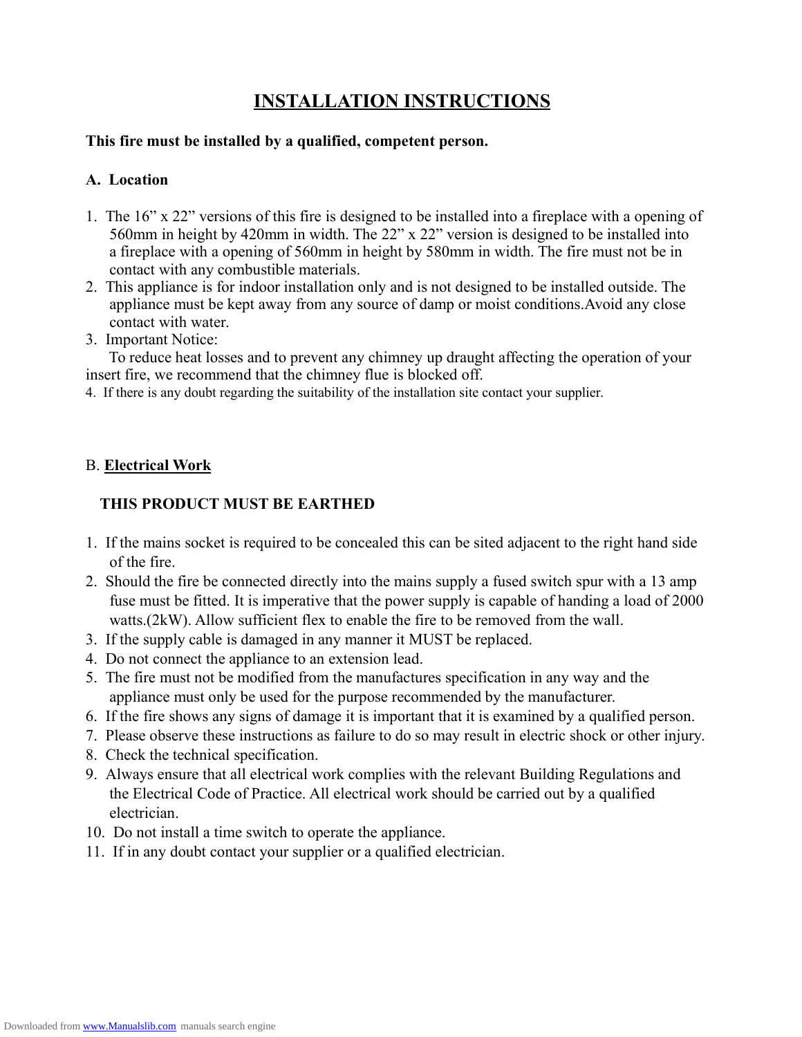# INSTALLATION INSTRUCTIONS

**This fire must be installed by a qualified, competent person.**

**A. Location**

1. The 16” x 22” versions of this fire is designed to be installed into a fireplace with a opening of 560mm in height by 420mm in width. The 22” x 22” version is designed to be installed into a fireplace with a opening of 560mm in height by 580mm in width. The fire must not be in contact with any combustible materials.
2. This appliance is for indoor installation only and is not designed to be installed outside. The appliance must be kept away from any source of damp or moist conditions.Avoid any close contact with water.
3. Important Notice:
   To reduce heat losses and to prevent any chimney up draught affecting the operation of your insert fire, we recommend that the chimney flue is blocked off.
4. If there is any doubt regarding the suitability of the installation site contact your supplier.

B. **Electrical Work**

**THIS PRODUCT MUST BE EARTHED**

1. If the mains socket is required to be concealed this can be sited adjacent to the right hand side of the fire.
2. Should the fire be connected directly into the mains supply a fused switch spur with a 13 amp fuse must be fitted. It is imperative that the power supply is capable of handing a load of 2000 watts.(2kW). Allow sufficient flex to enable the fire to be removed from the wall.
3. If the supply cable is damaged in any manner it MUST be replaced.
4. Do not connect the appliance to an extension lead.
5. The fire must not be modified from the manufactures specification in any way and the appliance must only be used for the purpose recommended by the manufacturer.
6. If the fire shows any signs of damage it is important that it is examined by a qualified person.
7. Please observe these instructions as failure to do so may result in electric shock or other injury.
8. Check the technical specification.
9. Always ensure that all electrical work complies with the relevant Building Regulations and the Electrical Code of Practice. All electrical work should be carried out by a qualified electrician.
10. Do not install a time switch to operate the appliance.
11. If in any doubt contact your supplier or a qualified electrician.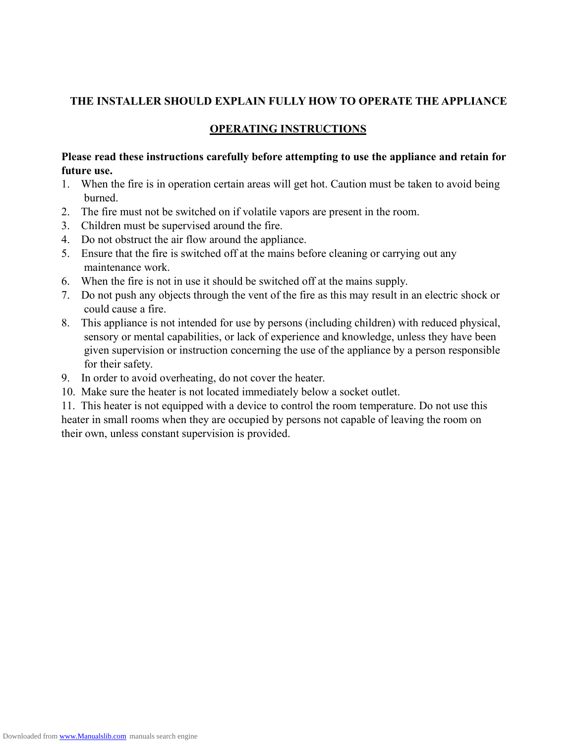**THE INSTALLER SHOULD EXPLAIN FULLY HOW TO OPERATE THE APPLIANCE**

## OPERATING INSTRUCTIONS

**Please read these instructions carefully before attempting to use the appliance and retain for future use.**

1. When the fire is in operation certain areas will get hot. Caution must be taken to avoid being burned.
2. The fire must not be switched on if volatile vapors are present in the room.
3. Children must be supervised around the fire.
4. Do not obstruct the air flow around the appliance.
5. Ensure that the fire is switched off at the mains before cleaning or carrying out any maintenance work.
6. When the fire is not in use it should be switched off at the mains supply.
7. Do not push any objects through the vent of the fire as this may result in an electric shock or could cause a fire.
8. This appliance is not intended for use by persons (including children) with reduced physical, sensory or mental capabilities, or lack of experience and knowledge, unless they have been given supervision or instruction concerning the use of the appliance by a person responsible for their safety.
9. In order to avoid overheating, do not cover the heater.
10. Make sure the heater is not located immediately below a socket outlet.
11. This heater is not equipped with a device to control the room temperature. Do not use this heater in small rooms when they are occupied by persons not capable of leaving the room on their own, unless constant supervision is provided.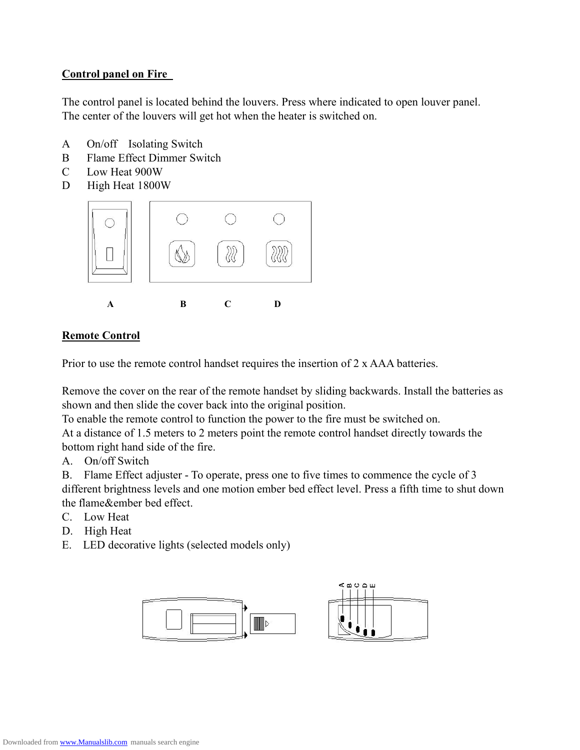**Control panel on Fire**

The control panel is located behind the louvers. Press where indicated to open louver panel. The center of the louvers will get hot when the heater is switched on.

A  On/off  Isolating Switch
B  Flame Effect Dimmer Switch
C  Low Heat 900W
D  High Heat 1800W

A  B  C  D

**Remote Control**

Prior to use the remote control handset requires the insertion of 2 x AAA batteries.

Remove the cover on the rear of the remote handset by sliding backwards. Install the batteries as shown and then slide the cover back into the original position.
To enable the remote control to function the power to the fire must be switched on.
At a distance of 1.5 meters to 2 meters point the remote control handset directly towards the bottom right hand side of the fire.

A. On/off Switch
B. Flame Effect adjuster - To operate, press one to five times to commence the cycle of 3 different brightness levels and one motion ember bed effect level. Press a fifth time to shut down the flame&ember bed effect.
C. Low Heat
D. High Heat
E. LED decorative lights (selected models only)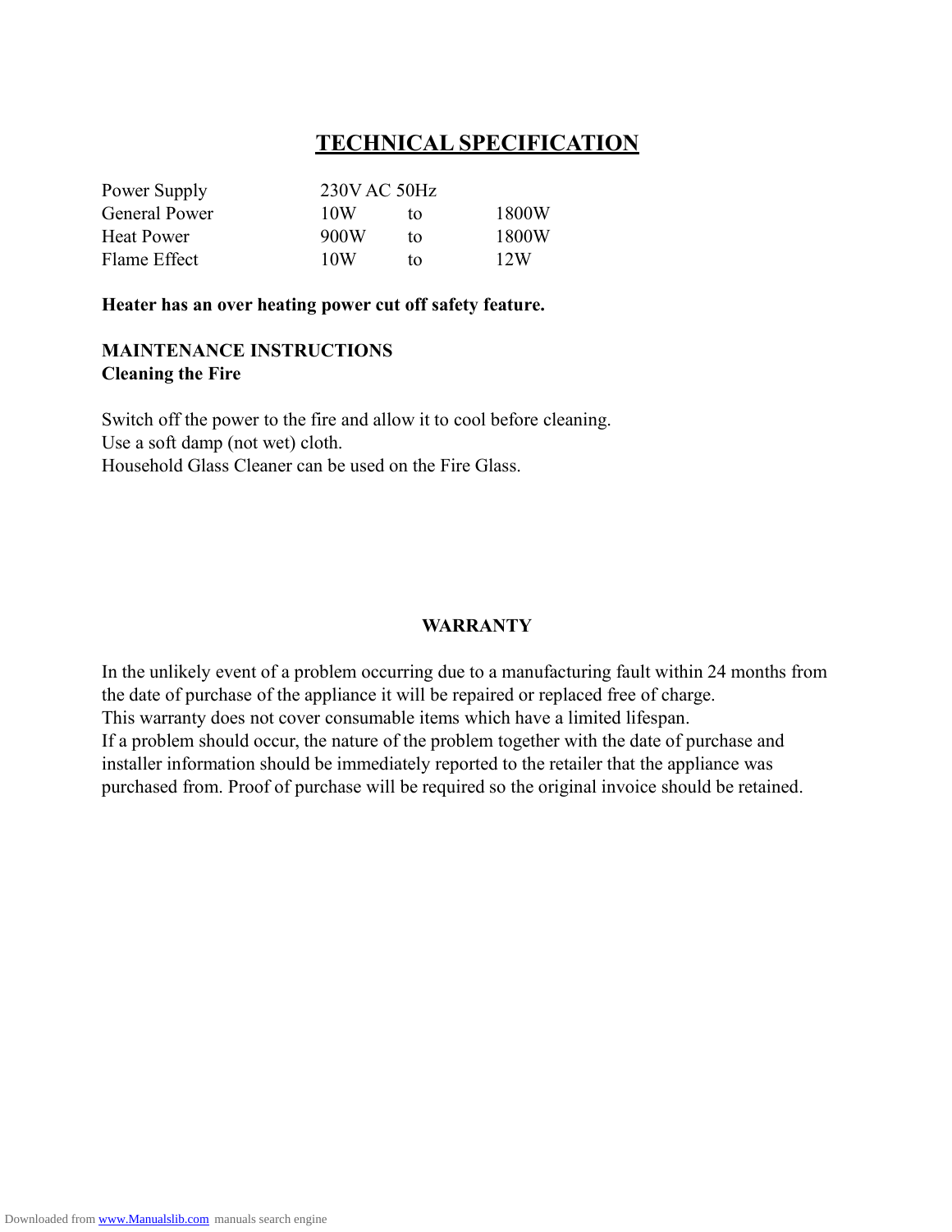# TECHNICAL SPECIFICATION

| | | | |
|---|---|---|---|
| Power Supply | 230V AC 50Hz | | |
| General Power | 10W | to | 1800W |
| Heat Power | 900W | to | 1800W |
| Flame Effect | 10W | to | 12W |

**Heater has an over heating power cut off safety feature.**

**MAINTENANCE INSTRUCTIONS**
**Cleaning the Fire**

Switch off the power to the fire and allow it to cool before cleaning.
Use a soft damp (not wet) cloth.
Household Glass Cleaner can be used on the Fire Glass.

## WARRANTY

In the unlikely event of a problem occurring due to a manufacturing fault within 24 months from the date of purchase of the appliance it will be repaired or replaced free of charge.
This warranty does not cover consumable items which have a limited lifespan.
If a problem should occur, the nature of the problem together with the date of purchase and installer information should be immediately reported to the retailer that the appliance was purchased from. Proof of purchase will be required so the original invoice should be retained.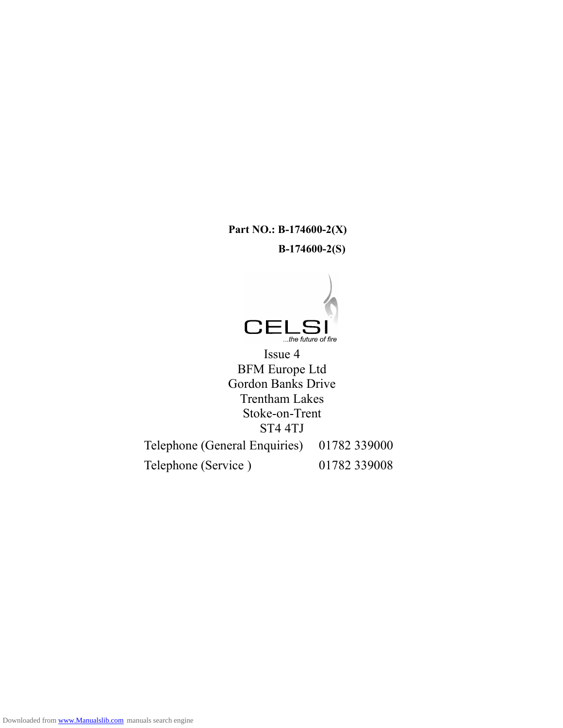**Part NO.: B-174600-2(X)**

**B-174600-2(S)**

CELSI

*...the future of fire*

Issue 4

BFM Europe Ltd

Gordon Banks Drive

Trentham Lakes

Stoke-on-Trent

ST4 4TJ

| | |
|---|---|
| Telephone (General Enquiries) | 01782 339000 |
| Telephone (Service ) | 01782 339008 |